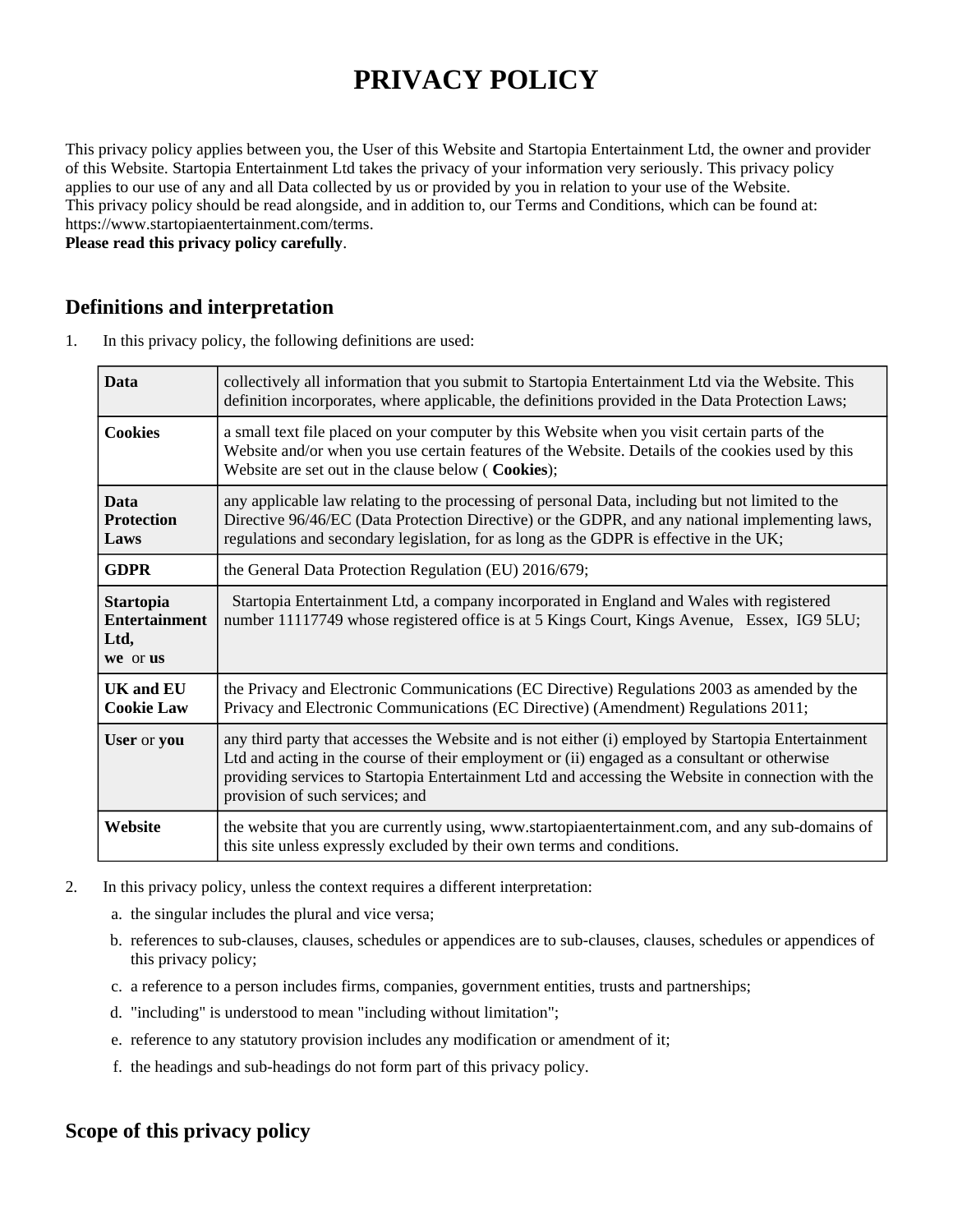# PRIVACY POLICY

This privacy policy applies between you, the User of this Website and Startopia Entertainment Ltd, the owner and provider of this Website. Startopia Entertainment Ltd takes the privacy of your information very seriously. This privacy policy applies to our use of any and all Data collected by us or provided by you in relation to your use of the Website.
This privacy policy should be read alongside, and in addition to, our Terms and Conditions, which can be found at: https://www.startopiaentertainment.com/terms.
**Please read this privacy policy carefully**.

## Definitions and interpretation

1. In this privacy policy, the following definitions are used:

| | |
|---|---|
| **Data** | collectively all information that you submit to Startopia Entertainment Ltd via the Website. This definition incorporates, where applicable, the definitions provided in the Data Protection Laws; |
| **Cookies** | a small text file placed on your computer by this Website when you visit certain parts of the Website and/or when you use certain features of the Website. Details of the cookies used by this Website are set out in the clause below ( **Cookies**); |
| **Data Protection Laws** | any applicable law relating to the processing of personal Data, including but not limited to the Directive 96/46/EC (Data Protection Directive) or the GDPR, and any national implementing laws, regulations and secondary legislation, for as long as the GDPR is effective in the UK; |
| **GDPR** | the General Data Protection Regulation (EU) 2016/679; |
| **Startopia Entertainment Ltd, we** or **us** | Startopia Entertainment Ltd, a company incorporated in England and Wales with registered number 11117749 whose registered office is at 5 Kings Court, Kings Avenue, Essex, IG9 5LU; |
| **UK and EU Cookie Law** | the Privacy and Electronic Communications (EC Directive) Regulations 2003 as amended by the Privacy and Electronic Communications (EC Directive) (Amendment) Regulations 2011; |
| **User** or **you** | any third party that accesses the Website and is not either (i) employed by Startopia Entertainment Ltd and acting in the course of their employment or (ii) engaged as a consultant or otherwise providing services to Startopia Entertainment Ltd and accessing the Website in connection with the provision of such services; and |
| **Website** | the website that you are currently using, www.startopiaentertainment.com, and any sub-domains of this site unless expressly excluded by their own terms and conditions. |

2. In this privacy policy, unless the context requires a different interpretation:
   a. the singular includes the plural and vice versa;
   b. references to sub-clauses, clauses, schedules or appendices are to sub-clauses, clauses, schedules or appendices of this privacy policy;
   c. a reference to a person includes firms, companies, government entities, trusts and partnerships;
   d. "including" is understood to mean "including without limitation";
   e. reference to any statutory provision includes any modification or amendment of it;
   f. the headings and sub-headings do not form part of this privacy policy.

## Scope of this privacy policy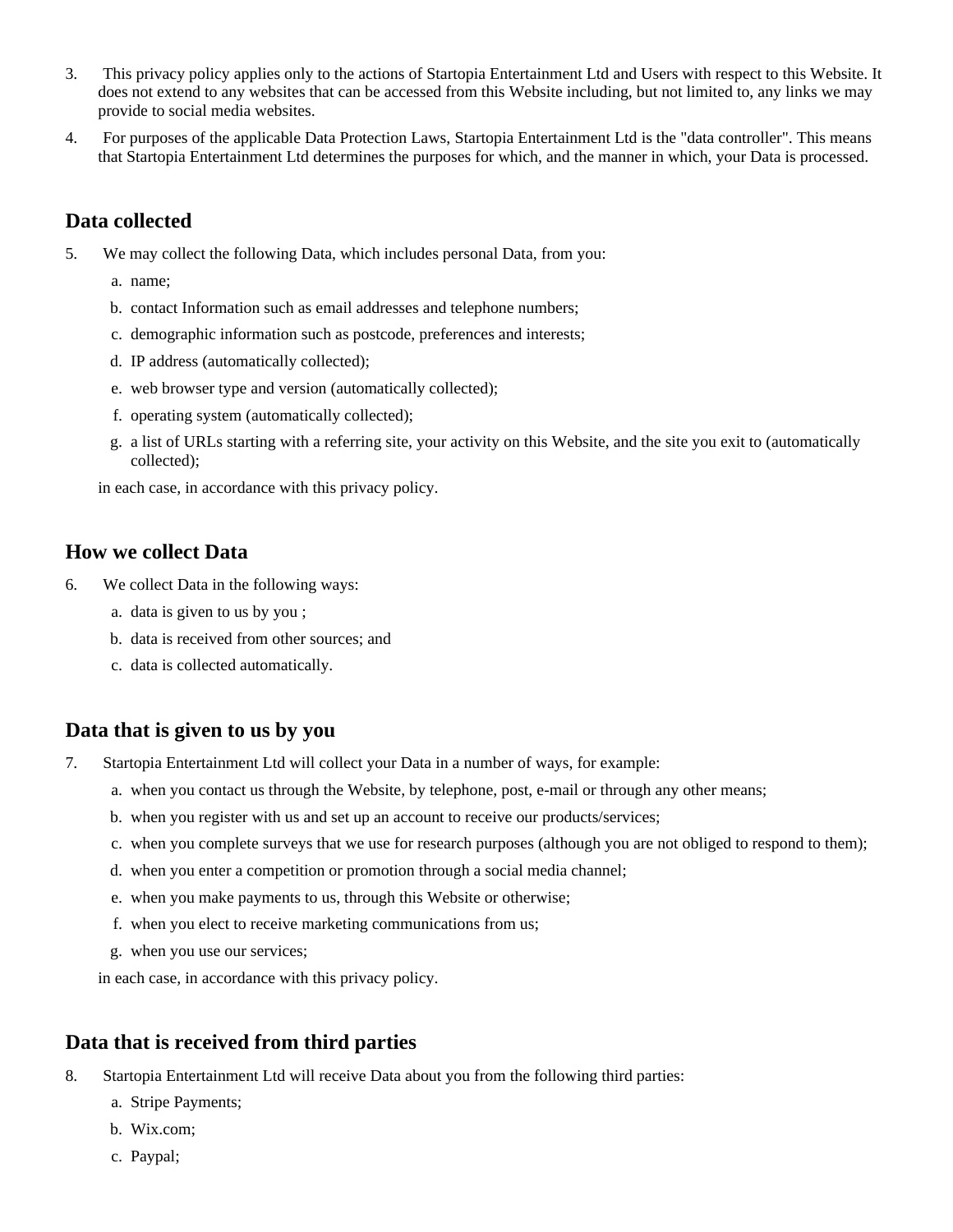3. This privacy policy applies only to the actions of Startopia Entertainment Ltd and Users with respect to this Website. It does not extend to any websites that can be accessed from this Website including, but not limited to, any links we may provide to social media websites.
4. For purposes of the applicable Data Protection Laws, Startopia Entertainment Ltd is the "data controller". This means that Startopia Entertainment Ltd determines the purposes for which, and the manner in which, your Data is processed.

## Data collected

5. We may collect the following Data, which includes personal Data, from you:
    a. name;
    b. contact Information such as email addresses and telephone numbers;
    c. demographic information such as postcode, preferences and interests;
    d. IP address (automatically collected);
    e. web browser type and version (automatically collected);
    f. operating system (automatically collected);
    g. a list of URLs starting with a referring site, your activity on this Website, and the site you exit to (automatically collected);

    in each case, in accordance with this privacy policy.

## How we collect Data

6. We collect Data in the following ways:
    a. data is given to us by you ;
    b. data is received from other sources; and
    c. data is collected automatically.

## Data that is given to us by you

7. Startopia Entertainment Ltd will collect your Data in a number of ways, for example:
    a. when you contact us through the Website, by telephone, post, e-mail or through any other means;
    b. when you register with us and set up an account to receive our products/services;
    c. when you complete surveys that we use for research purposes (although you are not obliged to respond to them);
    d. when you enter a competition or promotion through a social media channel;
    e. when you make payments to us, through this Website or otherwise;
    f. when you elect to receive marketing communications from us;
    g. when you use our services;

    in each case, in accordance with this privacy policy.

## Data that is received from third parties

8. Startopia Entertainment Ltd will receive Data about you from the following third parties:
    a. Stripe Payments;
    b. Wix.com;
    c. Paypal;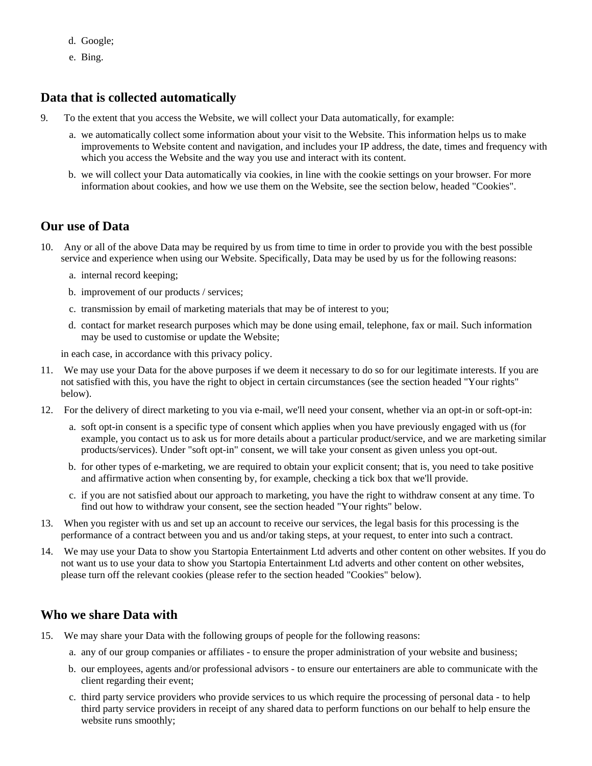d. Google;
e. Bing.

## Data that is collected automatically

9. To the extent that you access the Website, we will collect your Data automatically, for example:

    a. we automatically collect some information about your visit to the Website. This information helps us to make improvements to Website content and navigation, and includes your IP address, the date, times and frequency with which you access the Website and the way you use and interact with its content.

    b. we will collect your Data automatically via cookies, in line with the cookie settings on your browser. For more information about cookies, and how we use them on the Website, see the section below, headed "Cookies".

## Our use of Data

10. Any or all of the above Data may be required by us from time to time in order to provide you with the best possible service and experience when using our Website. Specifically, Data may be used by us for the following reasons:

    a. internal record keeping;

    b. improvement of our products / services;

    c. transmission by email of marketing materials that may be of interest to you;

    d. contact for market research purposes which may be done using email, telephone, fax or mail. Such information may be used to customise or update the Website;

    in each case, in accordance with this privacy policy.

11. We may use your Data for the above purposes if we deem it necessary to do so for our legitimate interests. If you are not satisfied with this, you have the right to object in certain circumstances (see the section headed "Your rights" below).

12. For the delivery of direct marketing to you via e-mail, we'll need your consent, whether via an opt-in or soft-opt-in:

    a. soft opt-in consent is a specific type of consent which applies when you have previously engaged with us (for example, you contact us to ask us for more details about a particular product/service, and we are marketing similar products/services). Under "soft opt-in" consent, we will take your consent as given unless you opt-out.

    b. for other types of e-marketing, we are required to obtain your explicit consent; that is, you need to take positive and affirmative action when consenting by, for example, checking a tick box that we'll provide.

    c. if you are not satisfied about our approach to marketing, you have the right to withdraw consent at any time. To find out how to withdraw your consent, see the section headed "Your rights" below.

13. When you register with us and set up an account to receive our services, the legal basis for this processing is the performance of a contract between you and us and/or taking steps, at your request, to enter into such a contract.

14. We may use your Data to show you Startopia Entertainment Ltd adverts and other content on other websites. If you do not want us to use your data to show you Startopia Entertainment Ltd adverts and other content on other websites, please turn off the relevant cookies (please refer to the section headed "Cookies" below).

## Who we share Data with

15. We may share your Data with the following groups of people for the following reasons:

    a. any of our group companies or affiliates - to ensure the proper administration of your website and business;

    b. our employees, agents and/or professional advisors - to ensure our entertainers are able to communicate with the client regarding their event;

    c. third party service providers who provide services to us which require the processing of personal data - to help third party service providers in receipt of any shared data to perform functions on our behalf to help ensure the website runs smoothly;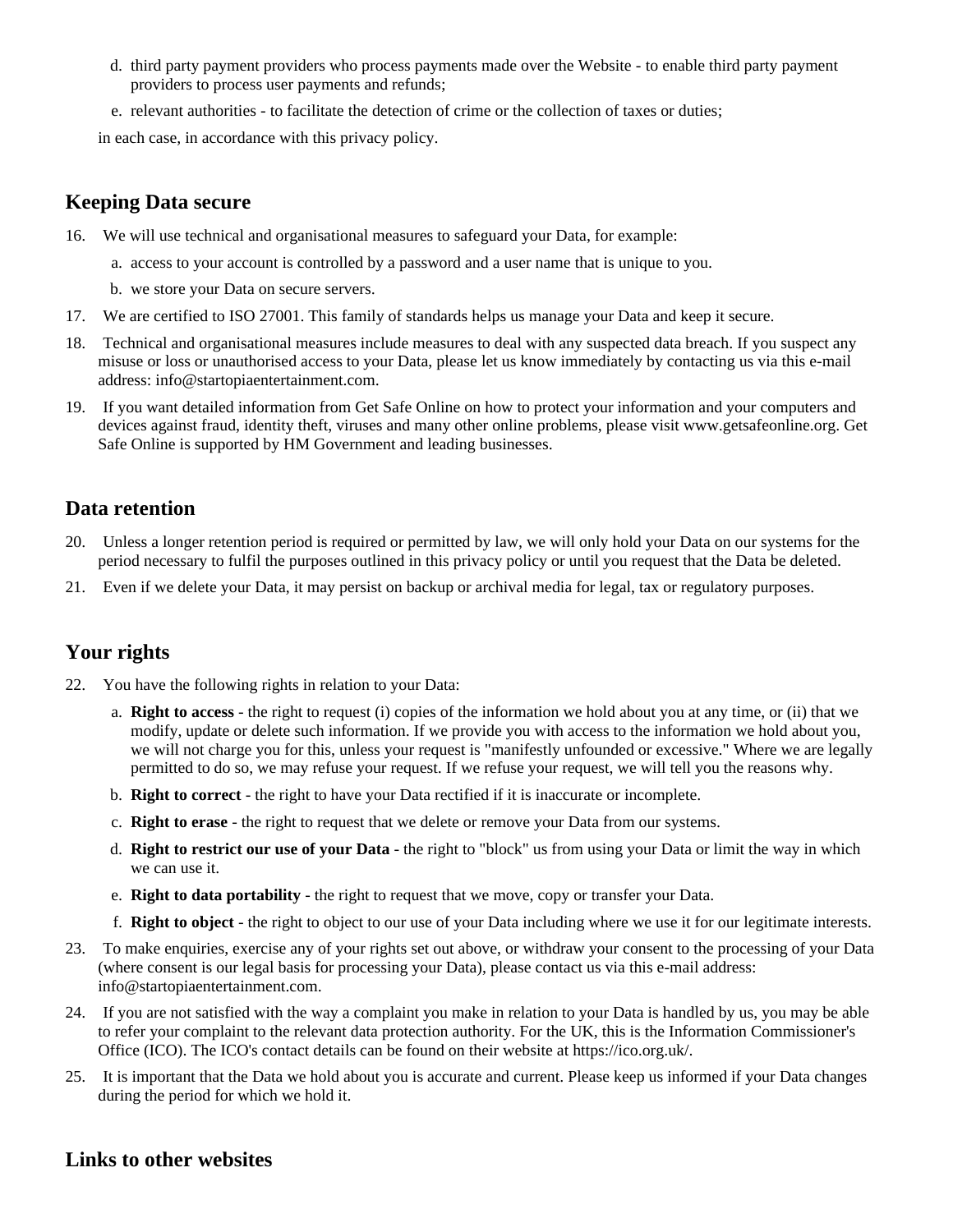d. third party payment providers who process payments made over the Website - to enable third party payment providers to process user payments and refunds;
e. relevant authorities - to facilitate the detection of crime or the collection of taxes or duties;

in each case, in accordance with this privacy policy.

## Keeping Data secure

16. We will use technical and organisational measures to safeguard your Data, for example:
    a. access to your account is controlled by a password and a user name that is unique to you.
    b. we store your Data on secure servers.
17. We are certified to ISO 27001. This family of standards helps us manage your Data and keep it secure.
18. Technical and organisational measures include measures to deal with any suspected data breach. If you suspect any misuse or loss or unauthorised access to your Data, please let us know immediately by contacting us via this e-mail address: info@startopiaentertainment.com.
19. If you want detailed information from Get Safe Online on how to protect your information and your computers and devices against fraud, identity theft, viruses and many other online problems, please visit www.getsafeonline.org. Get Safe Online is supported by HM Government and leading businesses.

## Data retention

20. Unless a longer retention period is required or permitted by law, we will only hold your Data on our systems for the period necessary to fulfil the purposes outlined in this privacy policy or until you request that the Data be deleted.
21. Even if we delete your Data, it may persist on backup or archival media for legal, tax or regulatory purposes.

## Your rights

22. You have the following rights in relation to your Data:
    a. **Right to access** - the right to request (i) copies of the information we hold about you at any time, or (ii) that we modify, update or delete such information. If we provide you with access to the information we hold about you, we will not charge you for this, unless your request is "manifestly unfounded or excessive." Where we are legally permitted to do so, we may refuse your request. If we refuse your request, we will tell you the reasons why.
    b. **Right to correct** - the right to have your Data rectified if it is inaccurate or incomplete.
    c. **Right to erase** - the right to request that we delete or remove your Data from our systems.
    d. **Right to restrict our use of your Data** - the right to "block" us from using your Data or limit the way in which we can use it.
    e. **Right to data portability** - the right to request that we move, copy or transfer your Data.
    f. **Right to object** - the right to object to our use of your Data including where we use it for our legitimate interests.
23. To make enquiries, exercise any of your rights set out above, or withdraw your consent to the processing of your Data (where consent is our legal basis for processing your Data), please contact us via this e-mail address: info@startopiaentertainment.com.
24. If you are not satisfied with the way a complaint you make in relation to your Data is handled by us, you may be able to refer your complaint to the relevant data protection authority. For the UK, this is the Information Commissioner's Office (ICO). The ICO's contact details can be found on their website at https://ico.org.uk/.
25. It is important that the Data we hold about you is accurate and current. Please keep us informed if your Data changes during the period for which we hold it.

## Links to other websites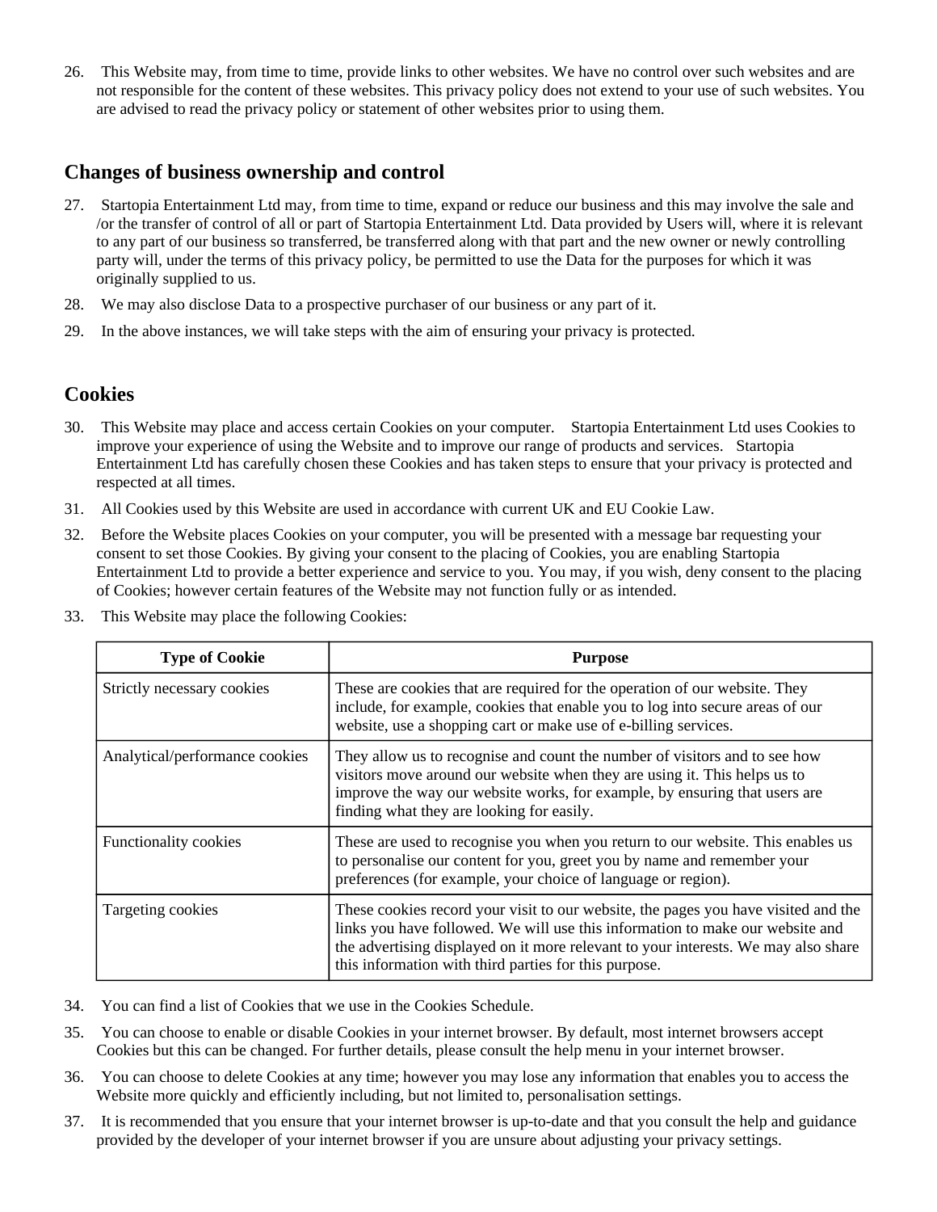26. This Website may, from time to time, provide links to other websites. We have no control over such websites and are not responsible for the content of these websites. This privacy policy does not extend to your use of such websites. You are advised to read the privacy policy or statement of other websites prior to using them.

## Changes of business ownership and control

27. Startopia Entertainment Ltd may, from time to time, expand or reduce our business and this may involve the sale and /or the transfer of control of all or part of Startopia Entertainment Ltd. Data provided by Users will, where it is relevant to any part of our business so transferred, be transferred along with that part and the new owner or newly controlling party will, under the terms of this privacy policy, be permitted to use the Data for the purposes for which it was originally supplied to us.
28. We may also disclose Data to a prospective purchaser of our business or any part of it.
29. In the above instances, we will take steps with the aim of ensuring your privacy is protected.

## Cookies

30. This Website may place and access certain Cookies on your computer. Startopia Entertainment Ltd uses Cookies to improve your experience of using the Website and to improve our range of products and services. Startopia Entertainment Ltd has carefully chosen these Cookies and has taken steps to ensure that your privacy is protected and respected at all times.
31. All Cookies used by this Website are used in accordance with current UK and EU Cookie Law.
32. Before the Website places Cookies on your computer, you will be presented with a message bar requesting your consent to set those Cookies. By giving your consent to the placing of Cookies, you are enabling Startopia Entertainment Ltd to provide a better experience and service to you. You may, if you wish, deny consent to the placing of Cookies; however certain features of the Website may not function fully or as intended.
33. This Website may place the following Cookies:

| Type of Cookie | Purpose |
| --- | --- |
| Strictly necessary cookies | These are cookies that are required for the operation of our website. They include, for example, cookies that enable you to log into secure areas of our website, use a shopping cart or make use of e-billing services. |
| Analytical/performance cookies | They allow us to recognise and count the number of visitors and to see how visitors move around our website when they are using it. This helps us to improve the way our website works, for example, by ensuring that users are finding what they are looking for easily. |
| Functionality cookies | These are used to recognise you when you return to our website. This enables us to personalise our content for you, greet you by name and remember your preferences (for example, your choice of language or region). |
| Targeting cookies | These cookies record your visit to our website, the pages you have visited and the links you have followed. We will use this information to make our website and the advertising displayed on it more relevant to your interests. We may also share this information with third parties for this purpose. |

34. You can find a list of Cookies that we use in the Cookies Schedule.
35. You can choose to enable or disable Cookies in your internet browser. By default, most internet browsers accept Cookies but this can be changed. For further details, please consult the help menu in your internet browser.
36. You can choose to delete Cookies at any time; however you may lose any information that enables you to access the Website more quickly and efficiently including, but not limited to, personalisation settings.
37. It is recommended that you ensure that your internet browser is up-to-date and that you consult the help and guidance provided by the developer of your internet browser if you are unsure about adjusting your privacy settings.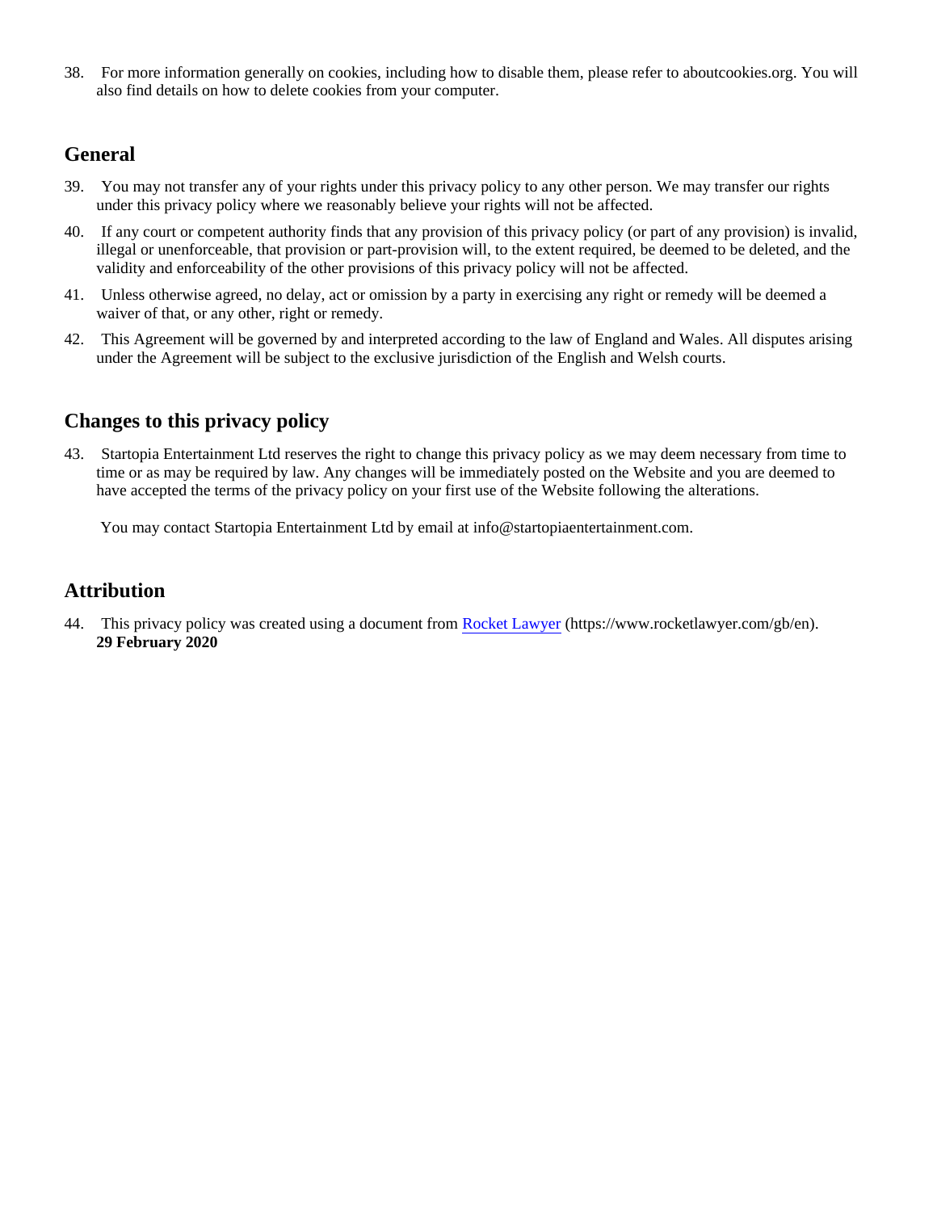38. For more information generally on cookies, including how to disable them, please refer to aboutcookies.org. You will also find details on how to delete cookies from your computer.

## General

39. You may not transfer any of your rights under this privacy policy to any other person. We may transfer our rights under this privacy policy where we reasonably believe your rights will not be affected.

40. If any court or competent authority finds that any provision of this privacy policy (or part of any provision) is invalid, illegal or unenforceable, that provision or part-provision will, to the extent required, be deemed to be deleted, and the validity and enforceability of the other provisions of this privacy policy will not be affected.

41. Unless otherwise agreed, no delay, act or omission by a party in exercising any right or remedy will be deemed a waiver of that, or any other, right or remedy.

42. This Agreement will be governed by and interpreted according to the law of England and Wales. All disputes arising under the Agreement will be subject to the exclusive jurisdiction of the English and Welsh courts.

## Changes to this privacy policy

43. Startopia Entertainment Ltd reserves the right to change this privacy policy as we may deem necessary from time to time or as may be required by law. Any changes will be immediately posted on the Website and you are deemed to have accepted the terms of the privacy policy on your first use of the Website following the alterations.

    You may contact Startopia Entertainment Ltd by email at info@startopiaentertainment.com.

## Attribution

44. This privacy policy was created using a document from [Rocket Lawyer](https://www.rocketlawyer.com/gb/en) (https://www.rocketlawyer.com/gb/en).
    **29 February 2020**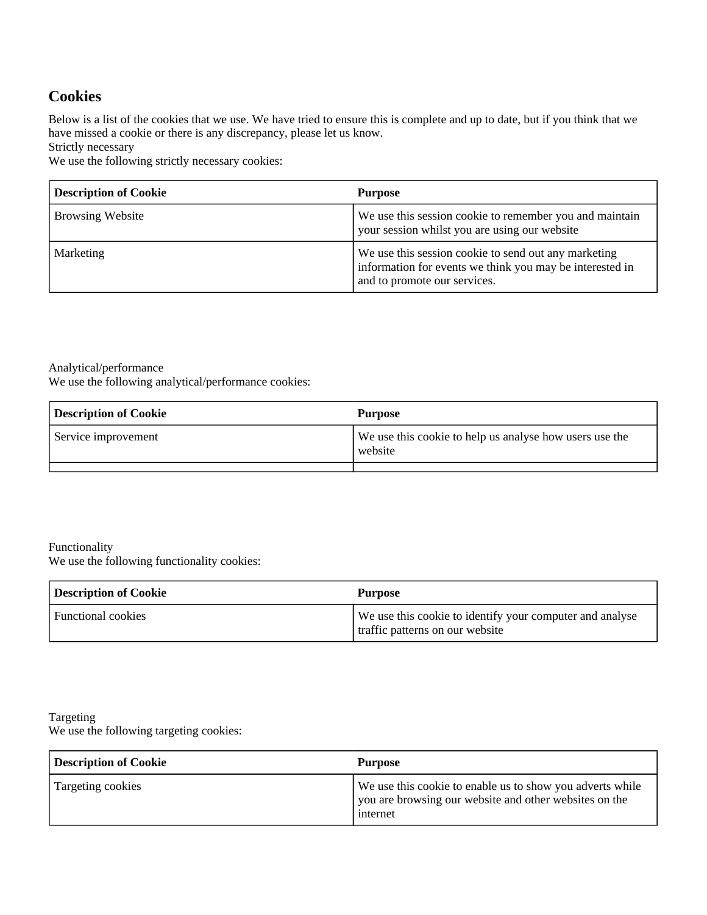## Cookies

Below is a list of the cookies that we use. We have tried to ensure this is complete and up to date, but if you think that we have missed a cookie or there is any discrepancy, please let us know.

Strictly necessary

We use the following strictly necessary cookies:

| Description of Cookie | Purpose |
|---|---|
| Browsing Website | We use this session cookie to remember you and maintain your session whilst you are using our website |
| Marketing | We use this session cookie to send out any marketing information for events we think you may be interested in and to promote our services. |

Analytical/performance

We use the following analytical/performance cookies:

| Description of Cookie | Purpose |
|---|---|
| Service improvement | We use this cookie to help us analyse how users use the website |
| | |

Functionality

We use the following functionality cookies:

| Description of Cookie | Purpose |
|---|---|
| Functional cookies | We use this cookie to identify your computer and analyse traffic patterns on our website |

Targeting

We use the following targeting cookies:

| Description of Cookie | Purpose |
|---|---|
| Targeting cookies | We use this cookie to enable us to show you adverts while you are browsing our website and other websites on the internet |